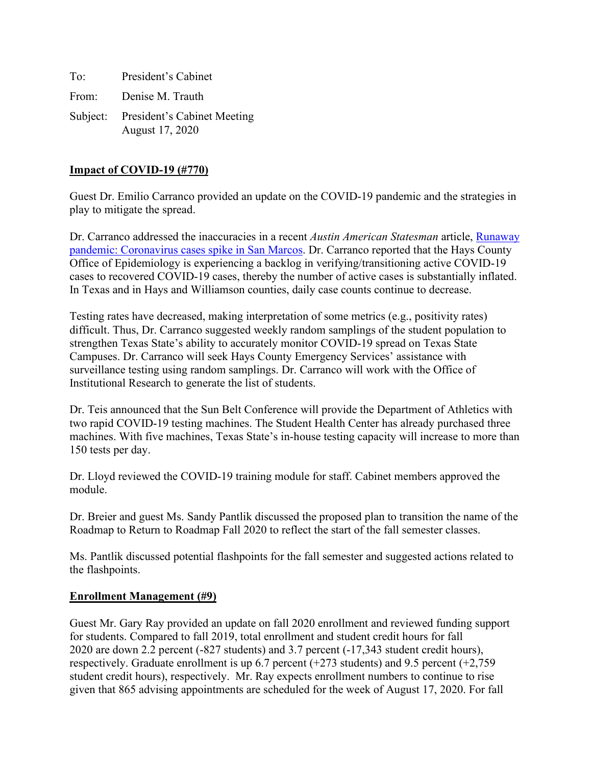To: President's Cabinet

From: Denise M. Trauth

Subject: President's Cabinet Meeting
August 17, 2020

**Impact of COVID-19 (#770)**

Guest Dr. Emilio Carranco provided an update on the COVID-19 pandemic and the strategies in play to mitigate the spread.

Dr. Carranco addressed the inaccuracies in a recent *Austin American Statesman* article, Runaway pandemic: Coronavirus cases spike in San Marcos. Dr. Carranco reported that the Hays County Office of Epidemiology is experiencing a backlog in verifying/transitioning active COVID-19 cases to recovered COVID-19 cases, thereby the number of active cases is substantially inflated. In Texas and in Hays and Williamson counties, daily case counts continue to decrease.

Testing rates have decreased, making interpretation of some metrics (e.g., positivity rates) difficult. Thus, Dr. Carranco suggested weekly random samplings of the student population to strengthen Texas State's ability to accurately monitor COVID-19 spread on Texas State Campuses. Dr. Carranco will seek Hays County Emergency Services' assistance with surveillance testing using random samplings. Dr. Carranco will work with the Office of Institutional Research to generate the list of students.

Dr. Teis announced that the Sun Belt Conference will provide the Department of Athletics with two rapid COVID-19 testing machines. The Student Health Center has already purchased three machines. With five machines, Texas State's in-house testing capacity will increase to more than 150 tests per day.

Dr. Lloyd reviewed the COVID-19 training module for staff. Cabinet members approved the module.

Dr. Breier and guest Ms. Sandy Pantlik discussed the proposed plan to transition the name of the Roadmap to Return to Roadmap Fall 2020 to reflect the start of the fall semester classes.

Ms. Pantlik discussed potential flashpoints for the fall semester and suggested actions related to the flashpoints.

**Enrollment Management (#9)**

Guest Mr. Gary Ray provided an update on fall 2020 enrollment and reviewed funding support for students. Compared to fall 2019, total enrollment and student credit hours for fall 2020 are down 2.2 percent (-827 students) and 3.7 percent (-17,343 student credit hours), respectively. Graduate enrollment is up 6.7 percent (+273 students) and 9.5 percent (+2,759 student credit hours), respectively. Mr. Ray expects enrollment numbers to continue to rise given that 865 advising appointments are scheduled for the week of August 17, 2020. For fall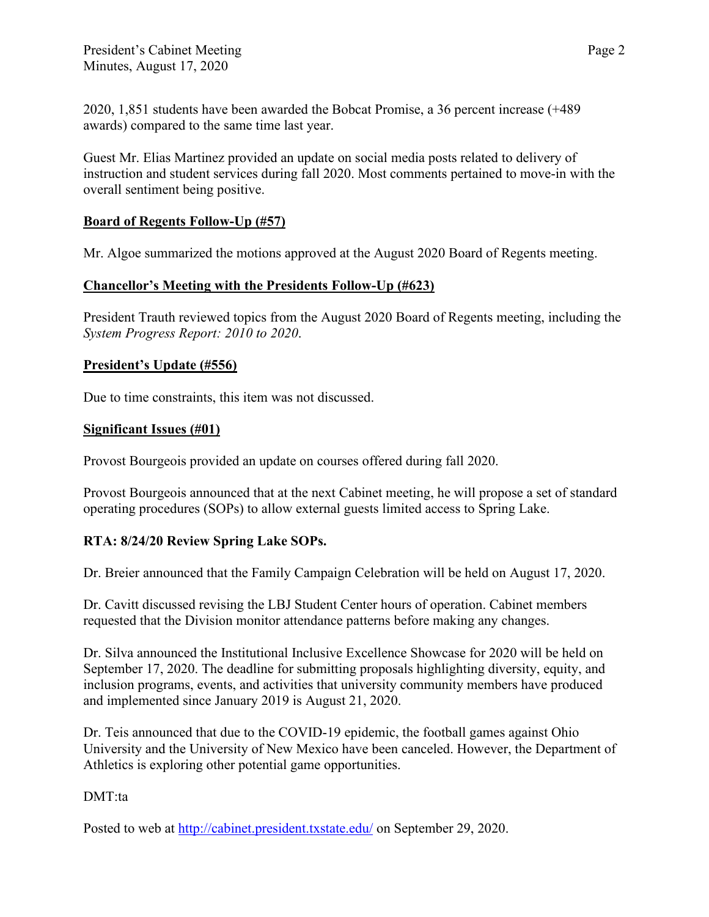2020, 1,851 students have been awarded the Bobcat Promise, a 36 percent increase (+489 awards) compared to the same time last year.

Guest Mr. Elias Martinez provided an update on social media posts related to delivery of instruction and student services during fall 2020. Most comments pertained to move-in with the overall sentiment being positive.

**<u>Board of Regents Follow-Up (#57)</u>**

Mr. Algoe summarized the motions approved at the August 2020 Board of Regents meeting.

**<u>Chancellor's Meeting with the Presidents Follow-Up (#623)</u>**

President Trauth reviewed topics from the August 2020 Board of Regents meeting, including the *System Progress Report: 2010 to 2020*.

**<u>President's Update (#556)</u>**

Due to time constraints, this item was not discussed.

**<u>Significant Issues (#01)</u>**

Provost Bourgeois provided an update on courses offered during fall 2020.

Provost Bourgeois announced that at the next Cabinet meeting, he will propose a set of standard operating procedures (SOPs) to allow external guests limited access to Spring Lake.

**RTA: 8/24/20 Review Spring Lake SOPs.**

Dr. Breier announced that the Family Campaign Celebration will be held on August 17, 2020.

Dr. Cavitt discussed revising the LBJ Student Center hours of operation. Cabinet members requested that the Division monitor attendance patterns before making any changes.

Dr. Silva announced the Institutional Inclusive Excellence Showcase for 2020 will be held on September 17, 2020. The deadline for submitting proposals highlighting diversity, equity, and inclusion programs, events, and activities that university community members have produced and implemented since January 2019 is August 21, 2020.

Dr. Teis announced that due to the COVID-19 epidemic, the football games against Ohio University and the University of New Mexico have been canceled. However, the Department of Athletics is exploring other potential game opportunities.

DMT:ta

Posted to web at http://cabinet.president.txstate.edu/ on September 29, 2020.